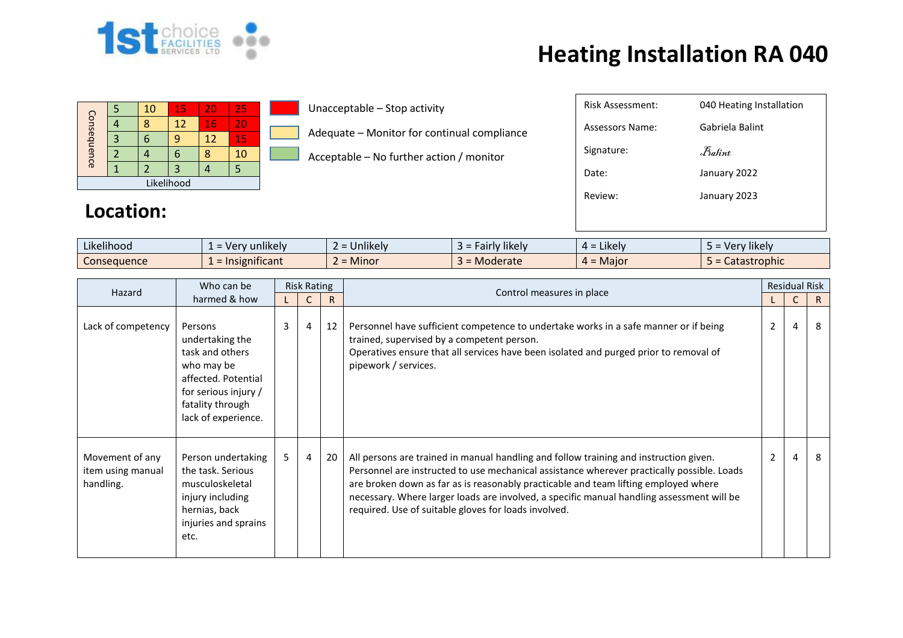# Heating Installation RA 040

| Consequence | | | | | |
|---|---|---|---|---|---|
| | 5 | 10 | 15 | 20 | 25 |
| | 4 | 8 | 12 | 16 | 20 |
| | 3 | 6 | 9 | 12 | 15 |
| | 2 | 4 | 6 | 8 | 10 |
| | 1 | 2 | 3 | 4 | 5 |
| Likelihood | | | | | |

- Unacceptable – Stop activity
- Adequate – Monitor for continual compliance
- Acceptable – No further action / monitor

| | |
|---|---|
| Risk Assessment: | 040 Heating Installation |
| Assessors Name: | Gabriela Balint |
| Signature: | Balint |
| Date: | January 2022 |
| Review: | January 2023 |

## Location:

| | | | | | |
|---|---|---|---|---|---|
| Likelihood | 1 = Very unlikely | 2 = Unlikely | 3 = Fairly likely | 4 = Likely | 5 = Very likely |
| Consequence | 1 = Insignificant | 2 = Minor | 3 = Moderate | 4 = Major | 5 = Catastrophic |

| Hazard | Who can be harmed & how | Risk Rating | | | Control measures in place | Residual Risk | | |
|---|---|---|---|---|---|---|---|---|
| | | L | C | R | | L | C | R |
| Lack of competency | Persons undertaking the task and others who may be affected. Potential for serious injury / fatality through lack of experience. | 3 | 4 | 12 | Personnel have sufficient competence to undertake works in a safe manner or if being trained, supervised by a competent person. Operatives ensure that all services have been isolated and purged prior to removal of pipework / services. | 2 | 4 | 8 |
| Movement of any item using manual handling. | Person undertaking the task. Serious musculoskeletal injury including hernias, back injuries and sprains etc. | 5 | 4 | 20 | All persons are trained in manual handling and follow training and instruction given. Personnel are instructed to use mechanical assistance wherever practically possible. Loads are broken down as far as is reasonably practicable and team lifting employed where necessary. Where larger loads are involved, a specific manual handling assessment will be required. Use of suitable gloves for loads involved. | 2 | 4 | 8 |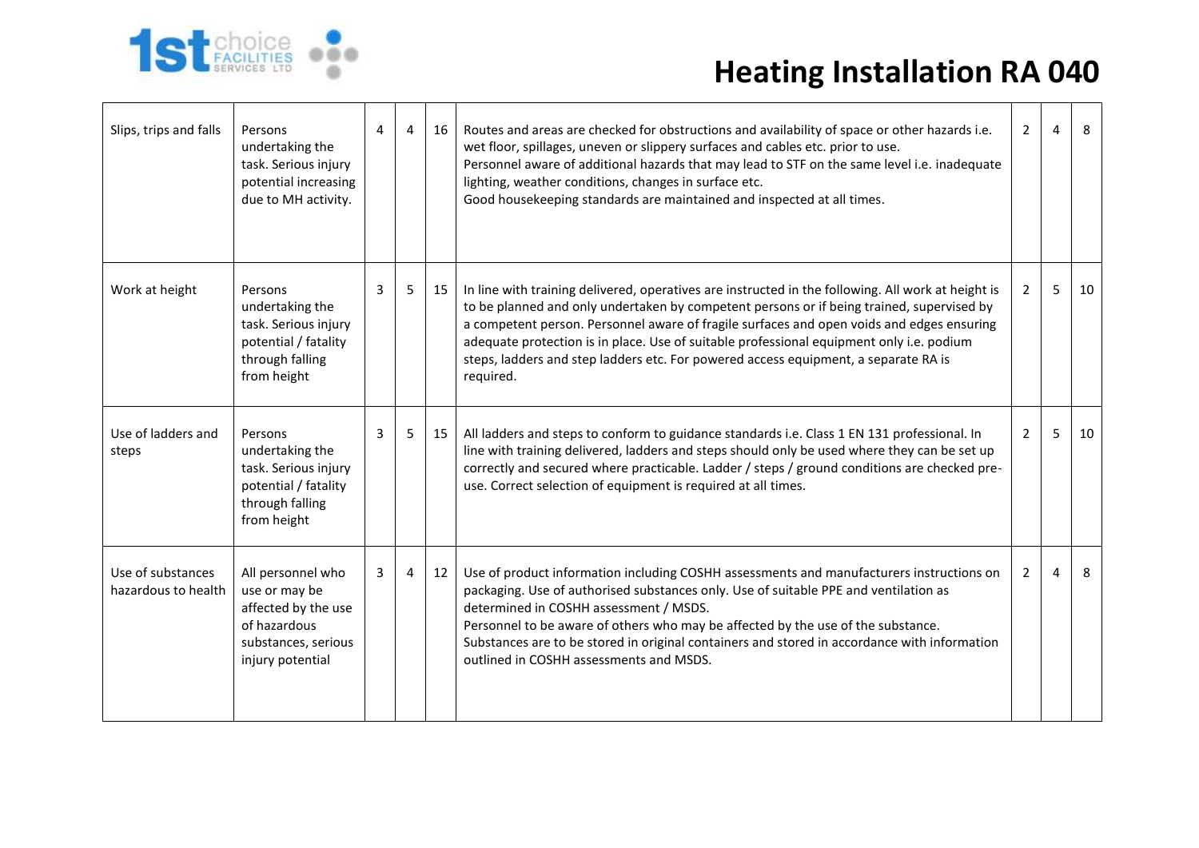# Heating Installation RA 040

| | | | | | | | | |
|---|---|---|---|---|---|---|---|---|
| Slips, trips and falls | Persons undertaking the task. Serious injury potential increasing due to MH activity. | 4 | 4 | 16 | Routes and areas are checked for obstructions and availability of space or other hazards i.e. wet floor, spillages, uneven or slippery surfaces and cables etc. prior to use. Personnel aware of additional hazards that may lead to STF on the same level i.e. inadequate lighting, weather conditions, changes in surface etc. Good housekeeping standards are maintained and inspected at all times. | 2 | 4 | 8 |
| Work at height | Persons undertaking the task. Serious injury potential / fatality through falling from height | 3 | 5 | 15 | In line with training delivered, operatives are instructed in the following. All work at height is to be planned and only undertaken by competent persons or if being trained, supervised by a competent person. Personnel aware of fragile surfaces and open voids and edges ensuring adequate protection is in place. Use of suitable professional equipment only i.e. podium steps, ladders and step ladders etc. For powered access equipment, a separate RA is required. | 2 | 5 | 10 |
| Use of ladders and steps | Persons undertaking the task. Serious injury potential / fatality through falling from height | 3 | 5 | 15 | All ladders and steps to conform to guidance standards i.e. Class 1 EN 131 professional. In line with training delivered, ladders and steps should only be used where they can be set up correctly and secured where practicable. Ladder / steps / ground conditions are checked pre-use. Correct selection of equipment is required at all times. | 2 | 5 | 10 |
| Use of substances hazardous to health | All personnel who use or may be affected by the use of hazardous substances, serious injury potential | 3 | 4 | 12 | Use of product information including COSHH assessments and manufacturers instructions on packaging. Use of authorised substances only. Use of suitable PPE and ventilation as determined in COSHH assessment / MSDS. Personnel to be aware of others who may be affected by the use of the substance. Substances are to be stored in original containers and stored in accordance with information outlined in COSHH assessments and MSDS. | 2 | 4 | 8 |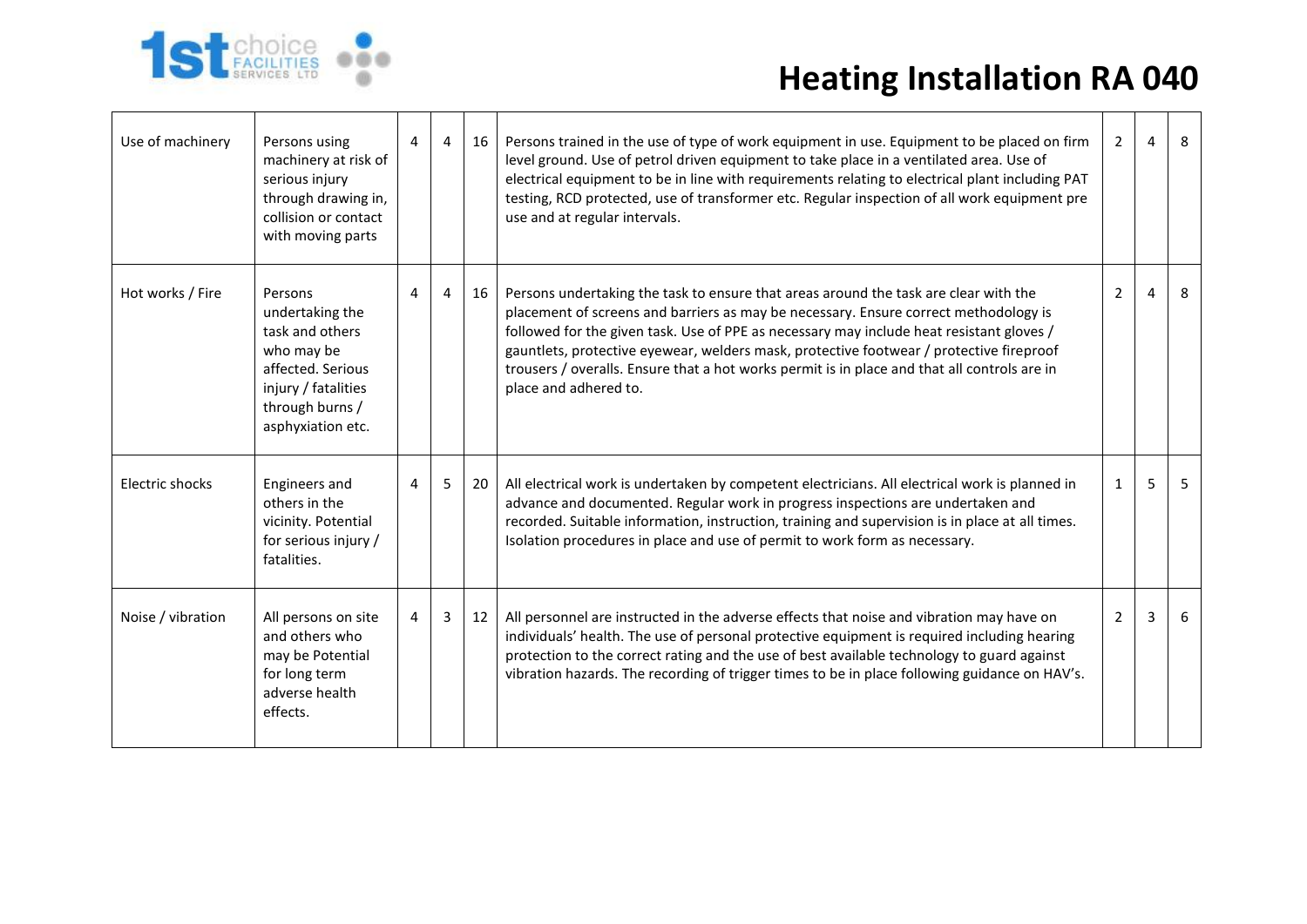# Heating Installation RA 040

| | | | | | | | | |
|---|---|---|---|---|---|---|---|---|
| Use of machinery | Persons using machinery at risk of serious injury through drawing in, collision or contact with moving parts | 4 | 4 | 16 | Persons trained in the use of type of work equipment in use. Equipment to be placed on firm level ground. Use of petrol driven equipment to take place in a ventilated area. Use of electrical equipment to be in line with requirements relating to electrical plant including PAT testing, RCD protected, use of transformer etc. Regular inspection of all work equipment pre use and at regular intervals. | 2 | 4 | 8 |
| Hot works / Fire | Persons undertaking the task and others who may be affected. Serious injury / fatalities through burns / asphyxiation etc. | 4 | 4 | 16 | Persons undertaking the task to ensure that areas around the task are clear with the placement of screens and barriers as may be necessary. Ensure correct methodology is followed for the given task. Use of PPE as necessary may include heat resistant gloves / gauntlets, protective eyewear, welders mask, protective footwear / protective fireproof trousers / overalls. Ensure that a hot works permit is in place and that all controls are in place and adhered to. | 2 | 4 | 8 |
| Electric shocks | Engineers and others in the vicinity. Potential for serious injury / fatalities. | 4 | 5 | 20 | All electrical work is undertaken by competent electricians. All electrical work is planned in advance and documented. Regular work in progress inspections are undertaken and recorded. Suitable information, instruction, training and supervision is in place at all times. Isolation procedures in place and use of permit to work form as necessary. | 1 | 5 | 5 |
| Noise / vibration | All persons on site and others who may be Potential for long term adverse health effects. | 4 | 3 | 12 | All personnel are instructed in the adverse effects that noise and vibration may have on individuals' health. The use of personal protective equipment is required including hearing protection to the correct rating and the use of best available technology to guard against vibration hazards. The recording of trigger times to be in place following guidance on HAV's. | 2 | 3 | 6 |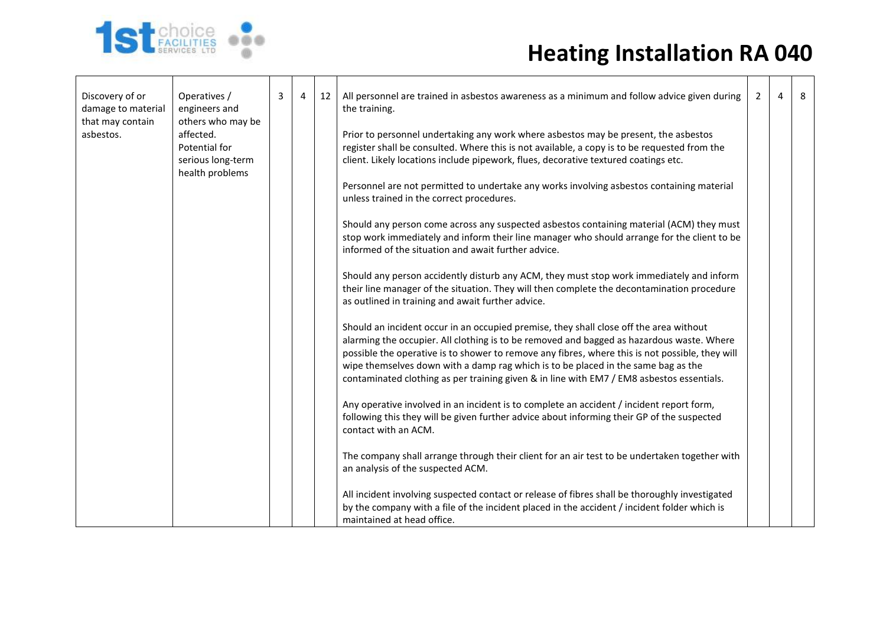# Heating Installation RA 040

| | | | | | | | | |
|---|---|---|---|---|---|---|---|---|
| Discovery of or damage to material that may contain asbestos. | Operatives / engineers and others who may be affected. Potential for serious long-term health problems | 3 | 4 | 12 | All personnel are trained in asbestos awareness as a minimum and follow advice given during the training.<br><br>Prior to personnel undertaking any work where asbestos may be present, the asbestos register shall be consulted. Where this is not available, a copy is to be requested from the client. Likely locations include pipework, flues, decorative textured coatings etc.<br><br>Personnel are not permitted to undertake any works involving asbestos containing material unless trained in the correct procedures.<br><br>Should any person come across any suspected asbestos containing material (ACM) they must stop work immediately and inform their line manager who should arrange for the client to be informed of the situation and await further advice.<br><br>Should any person accidently disturb any ACM, they must stop work immediately and inform their line manager of the situation. They will then complete the decontamination procedure as outlined in training and await further advice.<br><br>Should an incident occur in an occupied premise, they shall close off the area without alarming the occupier. All clothing is to be removed and bagged as hazardous waste. Where possible the operative is to shower to remove any fibres, where this is not possible, they will wipe themselves down with a damp rag which is to be placed in the same bag as the contaminated clothing as per training given & in line with EM7 / EM8 asbestos essentials.<br><br>Any operative involved in an incident is to complete an accident / incident report form, following this they will be given further advice about informing their GP of the suspected contact with an ACM.<br><br>The company shall arrange through their client for an air test to be undertaken together with an analysis of the suspected ACM.<br><br>All incident involving suspected contact or release of fibres shall be thoroughly investigated by the company with a file of the incident placed in the accident / incident folder which is maintained at head office. | 2 | 4 | 8 |